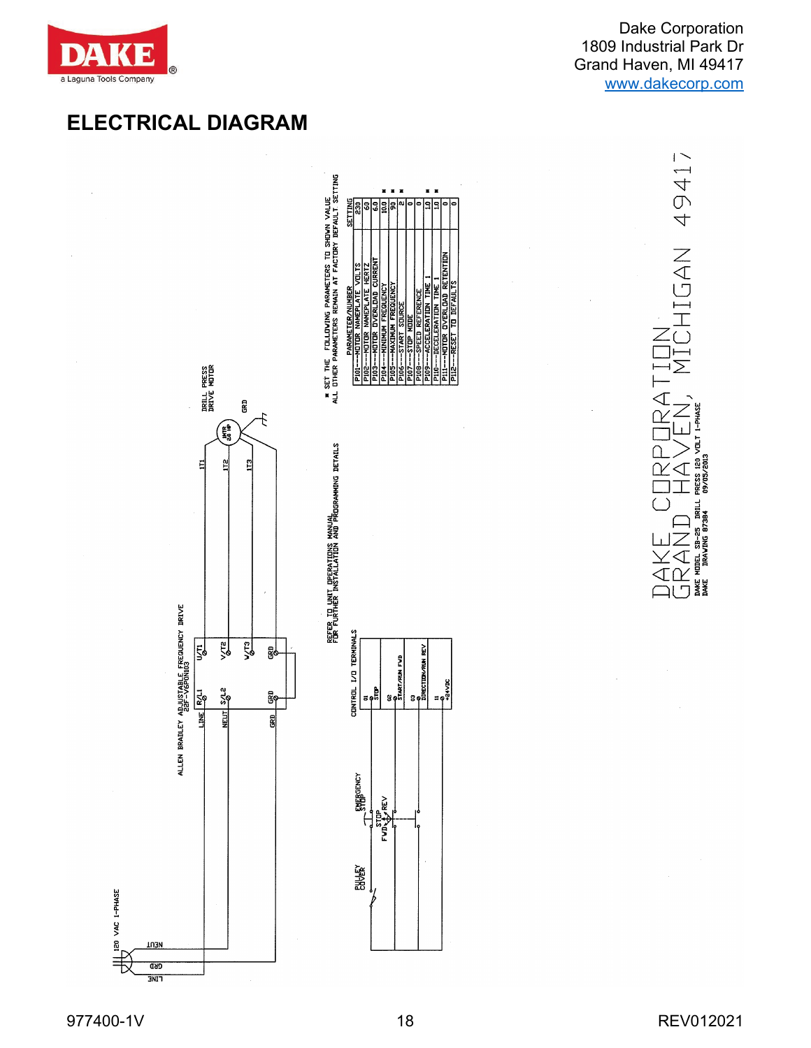Dake Corporation
1809 Industrial Park Dr
Grand Haven, MI 49417
www.dakecorp.com

# ELECTRICAL DIAGRAM

120 VAC 1-PHASE

LINE GRD NEUT

ALLEN BRADLEY ADJUSTABLE FREQUENCY DRIVE
22F-V6P0N103

LINE R/L1 U/T1
NEUT S/L2 V/T2
GRD GRD V/T3
GRD GRD

1T1 1T2 1T3

DRILL PRESS DRIVE MOTOR

1MTR 2.0 HP

GRD

PULLEY COVER

EMERGENCY STOP

STOP

FWD REV

CONTROL I/O TERMINALS

01 STOP

02 START/RUN FWD

03 DIRECTION/RUN REV

11 +24VDC

REFER TO UNIT OPERATIONS MANUAL FOR FURTHER INSTALLATION AND PROGRAMMING DETAILS

* SET THE FOLLOWING PARAMETERS TO SHOWN VALUE
ALL OTHER PARAMETERS REMAIN AT FACTORY DEFAULT SETTING

| | PARAMETER/NUMBER | SETTING |
|---|---|---|
| | P101---MOTOR NAMEPLATE VOLTS | 230 |
| | P102---MOTOR NAMEPLATE HERTZ | 60 |
| | P103---MOTOR OVERLOAD CURRENT | 6.0 |
| * | P104---MINIMUM FREQUENCY | 10.0 |
| * | P105---MAXIMUM FREQUENCY | 90 |
| * | P106---START SOURCE | 2 |
| | P107---STOP MODE | 0 |
| | P108---SPEED REFERENCE | 0 |
| * | P109---ACCELERATION TIME 1 | 1.0 |
| * | P110---DECELERATION TIME 1 | 1.0 |
| | P111---MOTOR OVERLOAD RETENTION | 0 |
| | P112---RESET TO DEFAULTS | 0 |

DAKE CORPORATION
GRAND HAVEN, MICHIGAN 49417

DAKE MODEL SB-25 DRILL PRESS 120 VOLT 1-PHASE
DAKE DRAWING 87384 09/05/2013

977400-1V REV012021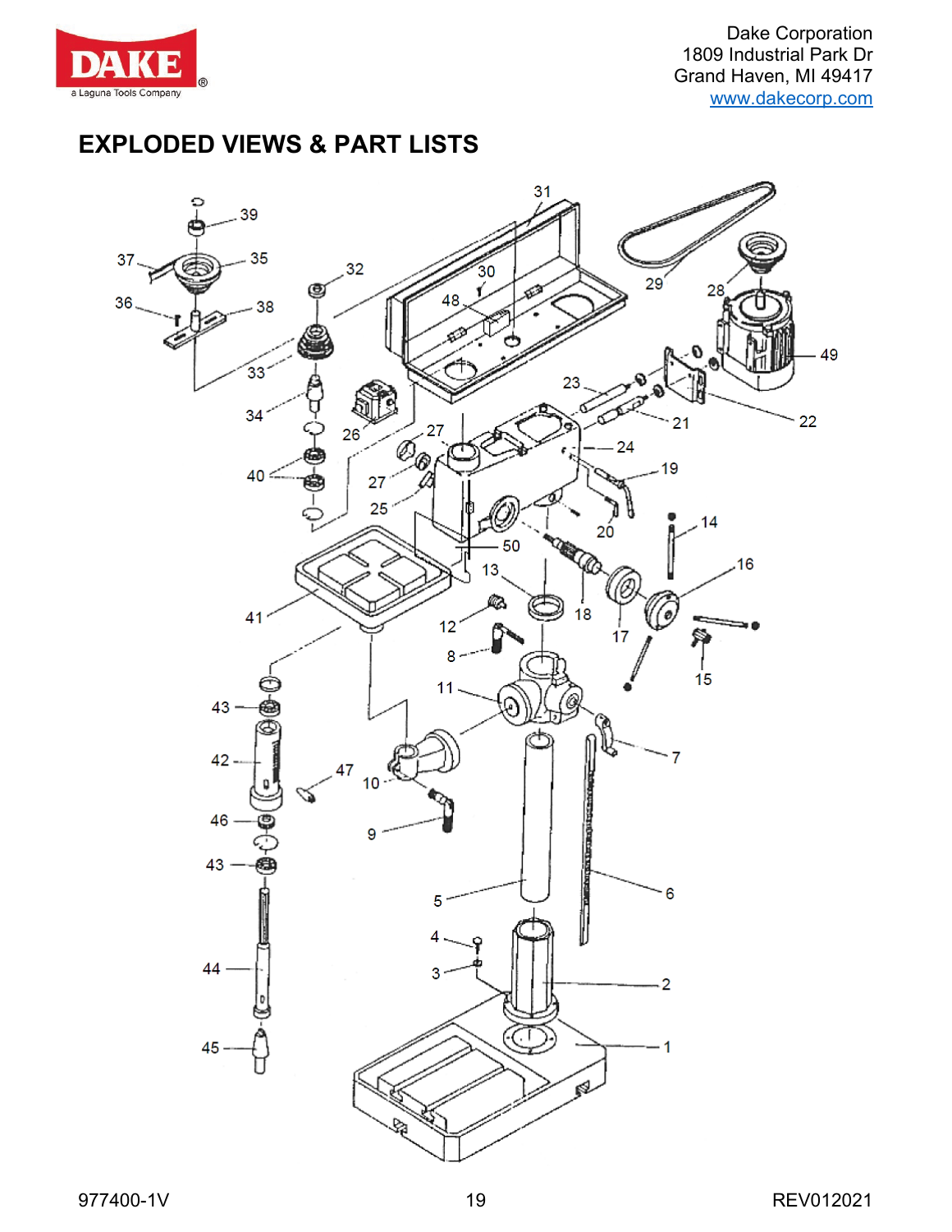# EXPLODED VIEWS & PART LISTS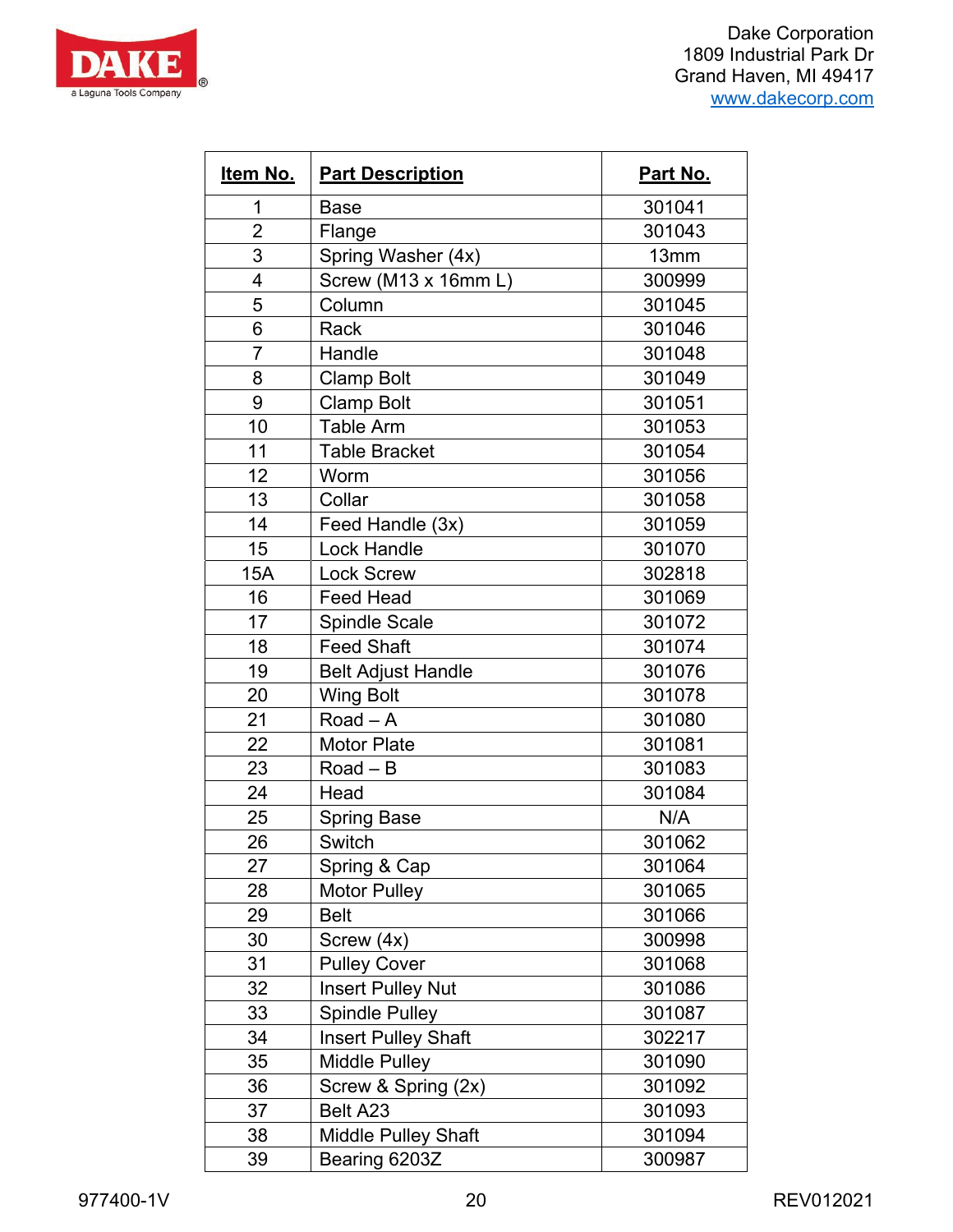Dake Corporation
1809 Industrial Park Dr
Grand Haven, MI 49417
www.dakecorp.com

| Item No. | Part Description | Part No. |
|---|---|---|
| 1 | Base | 301041 |
| 2 | Flange | 301043 |
| 3 | Spring Washer (4x) | 13mm |
| 4 | Screw (M13 x 16mm L) | 300999 |
| 5 | Column | 301045 |
| 6 | Rack | 301046 |
| 7 | Handle | 301048 |
| 8 | Clamp Bolt | 301049 |
| 9 | Clamp Bolt | 301051 |
| 10 | Table Arm | 301053 |
| 11 | Table Bracket | 301054 |
| 12 | Worm | 301056 |
| 13 | Collar | 301058 |
| 14 | Feed Handle (3x) | 301059 |
| 15 | Lock Handle | 301070 |
| 15A | Lock Screw | 302818 |
| 16 | Feed Head | 301069 |
| 17 | Spindle Scale | 301072 |
| 18 | Feed Shaft | 301074 |
| 19 | Belt Adjust Handle | 301076 |
| 20 | Wing Bolt | 301078 |
| 21 | Road – A | 301080 |
| 22 | Motor Plate | 301081 |
| 23 | Road – B | 301083 |
| 24 | Head | 301084 |
| 25 | Spring Base | N/A |
| 26 | Switch | 301062 |
| 27 | Spring & Cap | 301064 |
| 28 | Motor Pulley | 301065 |
| 29 | Belt | 301066 |
| 30 | Screw (4x) | 300998 |
| 31 | Pulley Cover | 301068 |
| 32 | Insert Pulley Nut | 301086 |
| 33 | Spindle Pulley | 301087 |
| 34 | Insert Pulley Shaft | 302217 |
| 35 | Middle Pulley | 301090 |
| 36 | Screw & Spring (2x) | 301092 |
| 37 | Belt A23 | 301093 |
| 38 | Middle Pulley Shaft | 301094 |
| 39 | Bearing 6203Z | 300987 |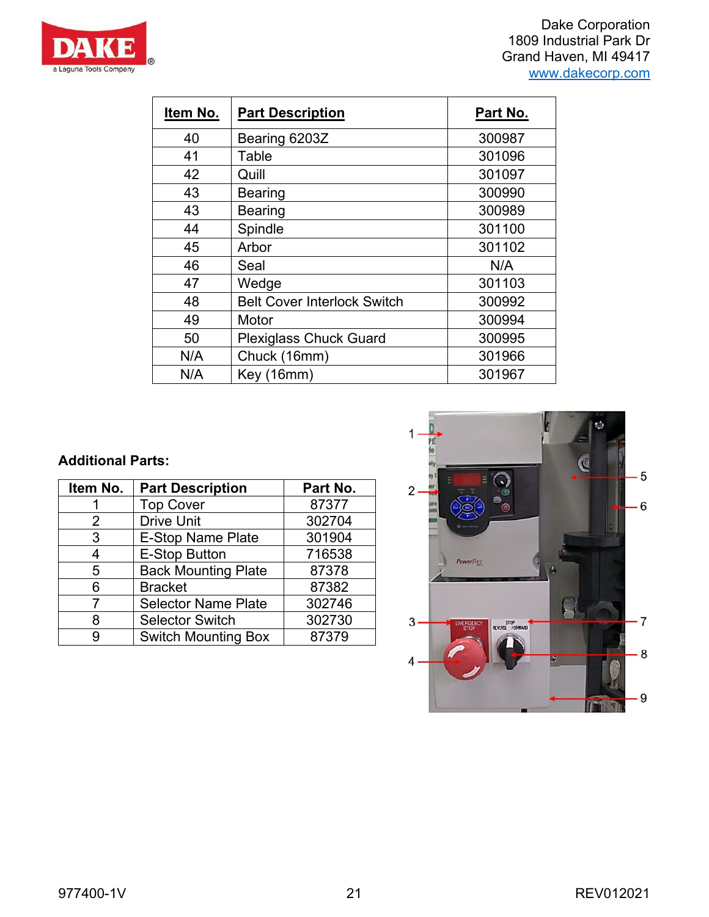| Item No. | Part Description | Part No. |
|---|---|---|
| 40 | Bearing 6203Z | 300987 |
| 41 | Table | 301096 |
| 42 | Quill | 301097 |
| 43 | Bearing | 300990 |
| 43 | Bearing | 300989 |
| 44 | Spindle | 301100 |
| 45 | Arbor | 301102 |
| 46 | Seal | N/A |
| 47 | Wedge | 301103 |
| 48 | Belt Cover Interlock Switch | 300992 |
| 49 | Motor | 300994 |
| 50 | Plexiglass Chuck Guard | 300995 |
| N/A | Chuck (16mm) | 301966 |
| N/A | Key (16mm) | 301967 |

**Additional Parts:**

| Item No. | Part Description | Part No. |
|---|---|---|
| 1 | Top Cover | 87377 |
| 2 | Drive Unit | 302704 |
| 3 | E-Stop Name Plate | 301904 |
| 4 | E-Stop Button | 716538 |
| 5 | Back Mounting Plate | 87378 |
| 6 | Bracket | 87382 |
| 7 | Selector Name Plate | 302746 |
| 8 | Selector Switch | 302730 |
| 9 | Switch Mounting Box | 87379 |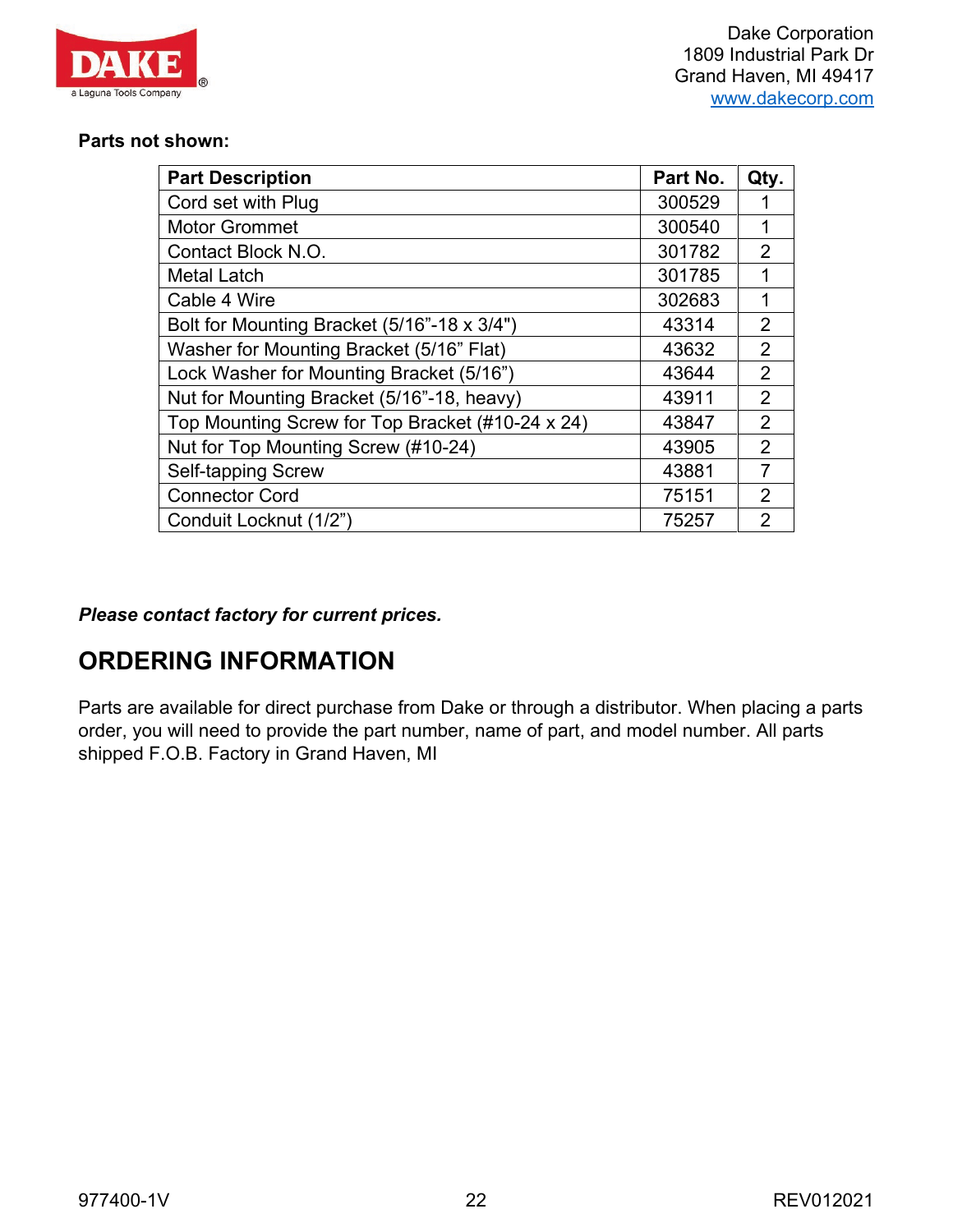**Parts not shown:**

| Part Description | Part No. | Qty. |
|---|---|---|
| Cord set with Plug | 300529 | 1 |
| Motor Grommet | 300540 | 1 |
| Contact Block N.O. | 301782 | 2 |
| Metal Latch | 301785 | 1 |
| Cable 4 Wire | 302683 | 1 |
| Bolt for Mounting Bracket (5/16”-18 x 3/4") | 43314 | 2 |
| Washer for Mounting Bracket (5/16” Flat) | 43632 | 2 |
| Lock Washer for Mounting Bracket (5/16”) | 43644 | 2 |
| Nut for Mounting Bracket (5/16”-18, heavy) | 43911 | 2 |
| Top Mounting Screw for Top Bracket (#10-24 x 24) | 43847 | 2 |
| Nut for Top Mounting Screw (#10-24) | 43905 | 2 |
| Self-tapping Screw | 43881 | 7 |
| Connector Cord | 75151 | 2 |
| Conduit Locknut (1/2”) | 75257 | 2 |

***Please contact factory for current prices.***

## ORDERING INFORMATION

Parts are available for direct purchase from Dake or through a distributor. When placing a parts order, you will need to provide the part number, name of part, and model number. All parts shipped F.O.B. Factory in Grand Haven, MI